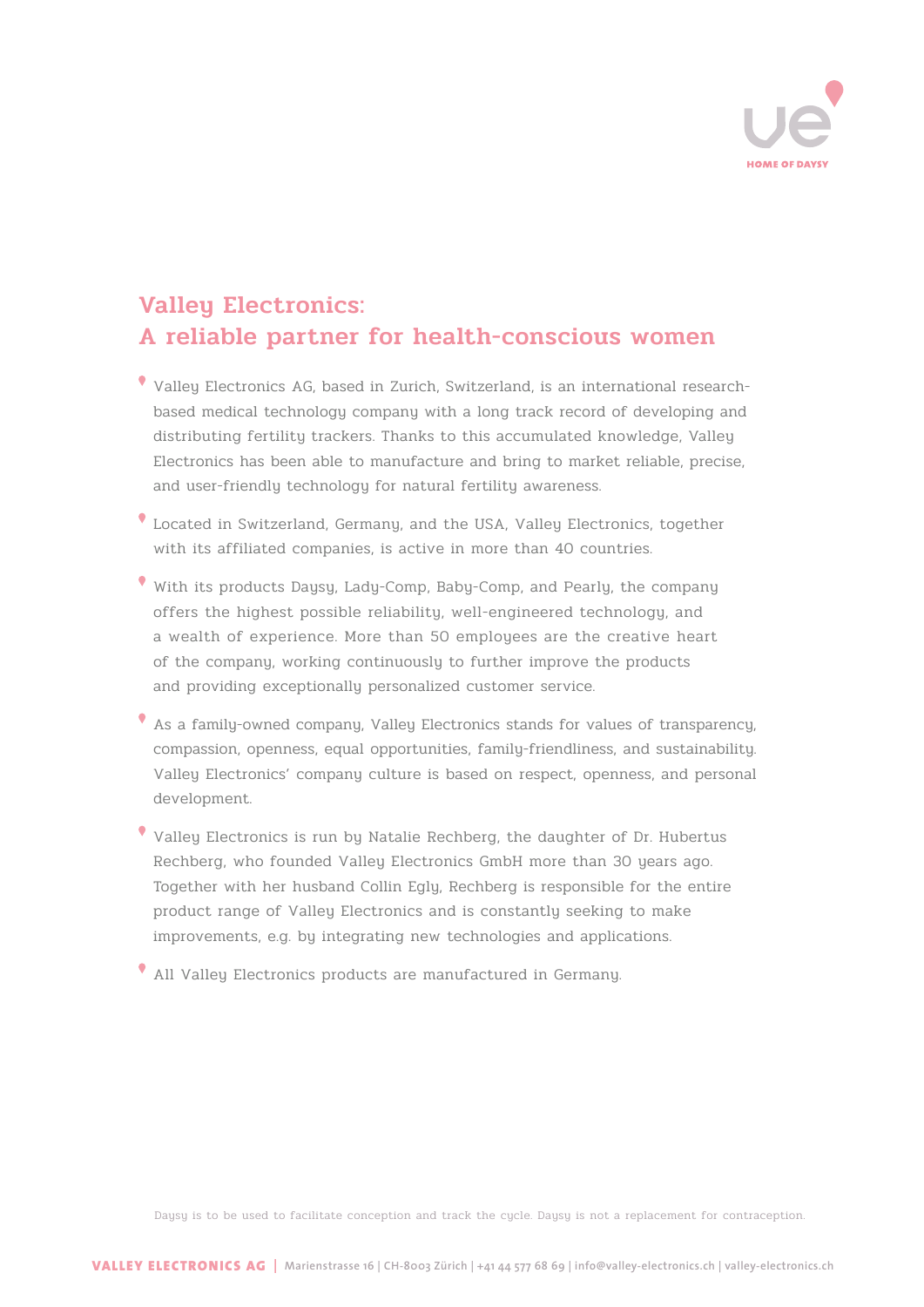# Valley Electronics: A reliable partner for health-conscious women

- Valley Electronics AG, based in Zurich, Switzerland, is an international research-based medical technology company with a long track record of developing and distributing fertility trackers. Thanks to this accumulated knowledge, Valley Electronics has been able to manufacture and bring to market reliable, precise, and user-friendly technology for natural fertility awareness.

- Located in Switzerland, Germany, and the USA, Valley Electronics, together with its affiliated companies, is active in more than 40 countries.

- With its products Daysy, Lady-Comp, Baby-Comp, and Pearly, the company offers the highest possible reliability, well-engineered technology, and a wealth of experience. More than 50 employees are the creative heart of the company, working continuously to further improve the products and providing exceptionally personalized customer service.

- As a family-owned company, Valley Electronics stands for values of transparency, compassion, openness, equal opportunities, family-friendliness, and sustainability. Valley Electronics' company culture is based on respect, openness, and personal development.

- Valley Electronics is run by Natalie Rechberg, the daughter of Dr. Hubertus Rechberg, who founded Valley Electronics GmbH more than 30 years ago. Together with her husband Collin Egly, Rechberg is responsible for the entire product range of Valley Electronics and is constantly seeking to make improvements, e.g. by integrating new technologies and applications.

- All Valley Electronics products are manufactured in Germany.

Daysy is to be used to facilitate conception and track the cycle. Daysy is not a replacement for contraception.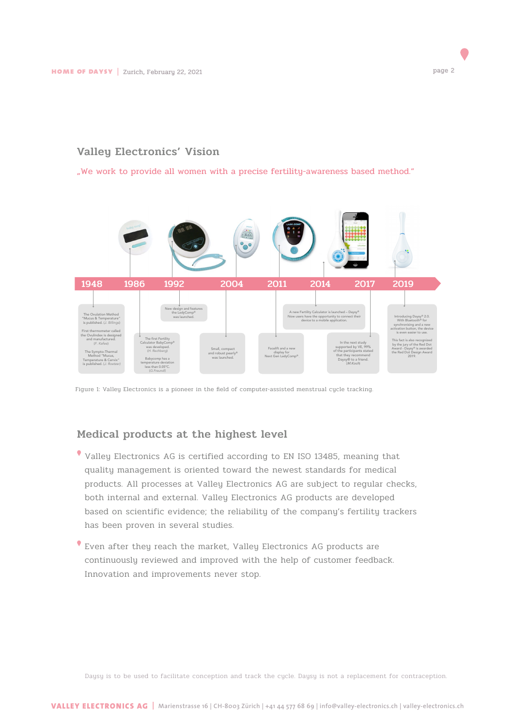## Valley Electronics' Vision

„We work to provide all women with a precise fertility-awareness based method."

**1948**

The Ovulation Method "Mucus & Temperature" is published. (*J. Billings*)

First thermometer called the Ovulindex is designed and manufactured. (*F. Kafew*)

The Sympto-Thermal Method "Mucus, Temperature & Cervix" is published. (*J. Roetzer*)

**1986**

The first Fertility Calculator BabyComp® was developed. (*H. Rechberg*)

Babycomp has a temperature deviation less than 0.05°C. (*G.Freundl*)

**1992**

New design and features the LadyComp® was launched.

**2004**

Small, compact and robust pearly® was launched.

**2011**

Facelift and a new display for Next Gen LadyComp®

**2014**

A new Fertility Calculator is launched – Daysy® Now users have the opportunity to connect their device to a mobile application.

**2017**

In the next study supported by VE, 99% of the participants stated that they recommend Daysy® to a friend. (*M.Koch*)

**2019**

Introducing Daysy® 2.0. With Bluetooth® for synchronising and a new activation button, the device is even easier to use.

This fact is also recognized by the jury of the Red Dot Award - Daysy® is awarded the Red Dot Design Award 2019.

Figure 1: Valley Electronics is a pioneer in the field of computer-assisted menstrual cycle tracking.

## Medical products at the highest level

- Valley Electronics AG is certified according to EN ISO 13485, meaning that quality management is oriented toward the newest standards for medical products. All processes at Valley Electronics AG are subject to regular checks, both internal and external. Valley Electronics AG products are developed based on scientific evidence; the reliability of the company's fertility trackers has been proven in several studies.

- Even after they reach the market, Valley Electronics AG products are continuously reviewed and improved with the help of customer feedback. Innovation and improvements never stop.

Daysy is to be used to facilitate conception and track the cycle. Daysy is not a replacement for contraception.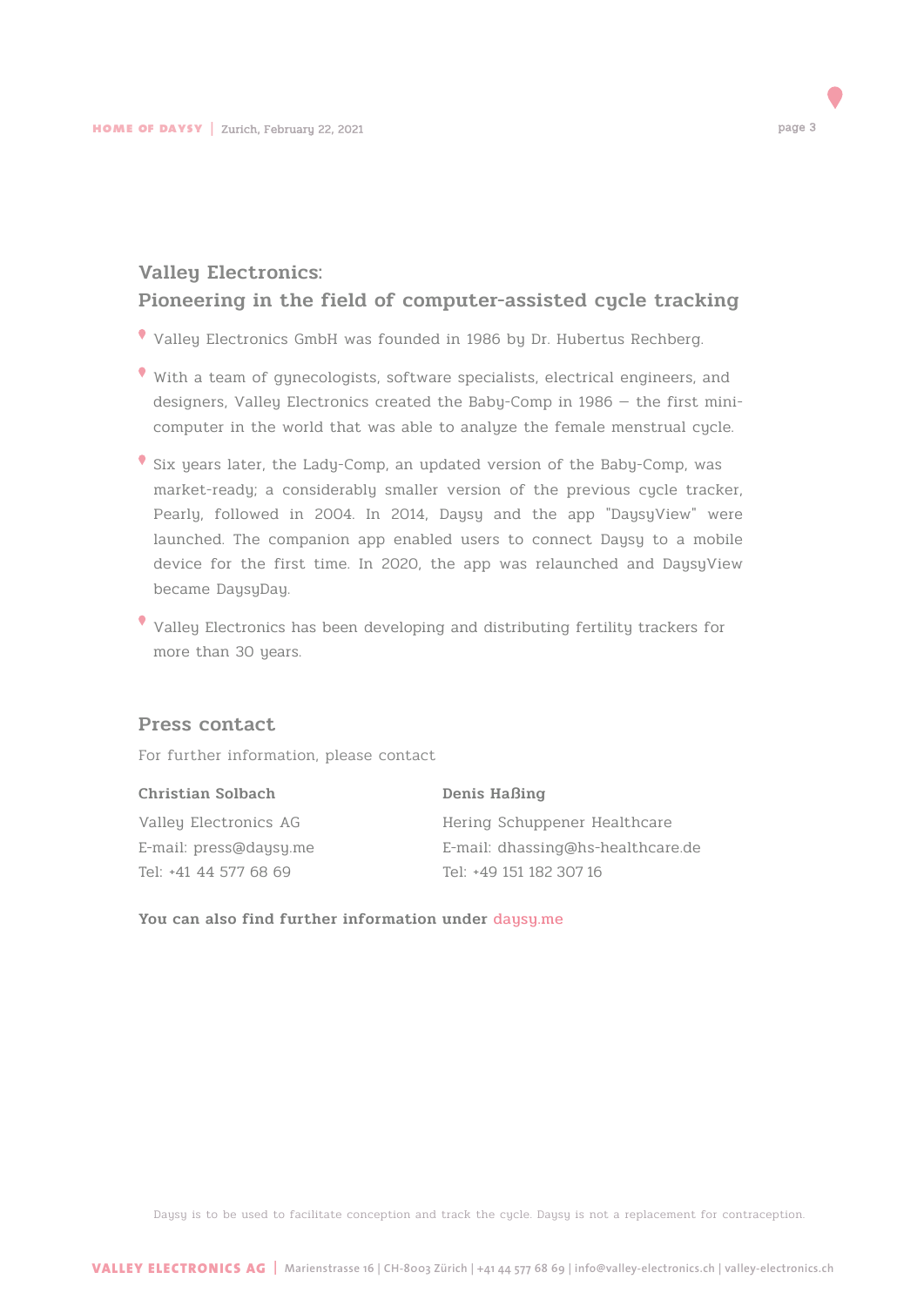## Valley Electronics: Pioneering in the field of computer-assisted cycle tracking

- Valley Electronics GmbH was founded in 1986 by Dr. Hubertus Rechberg.
- With a team of gynecologists, software specialists, electrical engineers, and designers, Valley Electronics created the Baby-Comp in 1986 – the first mini-computer in the world that was able to analyze the female menstrual cycle.
- Six years later, the Lady-Comp, an updated version of the Baby-Comp, was market-ready; a considerably smaller version of the previous cycle tracker, Pearly, followed in 2004. In 2014, Daysy and the app "DaysyView" were launched. The companion app enabled users to connect Daysy to a mobile device for the first time. In 2020, the app was relaunched and DaysyView became DaysyDay.
- Valley Electronics has been developing and distributing fertility trackers for more than 30 years.

## Press contact

For further information, please contact

**Christian Solbach**
Valley Electronics AG
E-mail: press@daysy.me
Tel: +41 44 577 68 69

**Denis Haßing**
Hering Schuppener Healthcare
E-mail: dhassing@hs-healthcare.de
Tel: +49 151 182 307 16

**You can also find further information under** daysy.me

Daysy is to be used to facilitate conception and track the cycle. Daysy is not a replacement for contraception.